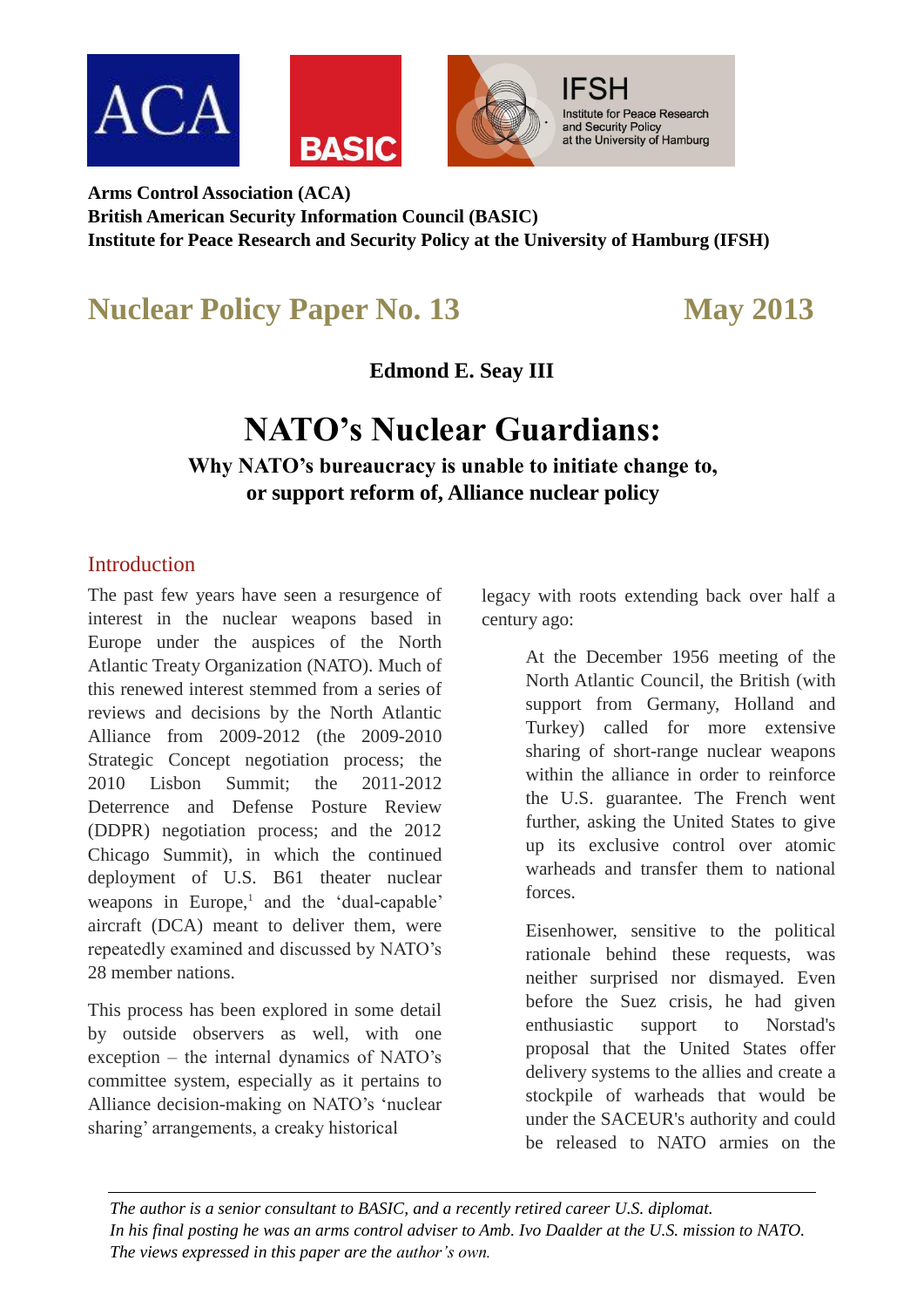**Arms Control Association (ACA)**
**British American Security Information Council (BASIC)**
**Institute for Peace Research and Security Policy at the University of Hamburg (IFSH)**

## Nuclear Policy Paper No. 13 — May 2013

**Edmond E. Seay III**

# NATO's Nuclear Guardians:

### Why NATO's bureaucracy is unable to initiate change to, or support reform of, Alliance nuclear policy

## Introduction

The past few years have seen a resurgence of interest in the nuclear weapons based in Europe under the auspices of the North Atlantic Treaty Organization (NATO). Much of this renewed interest stemmed from a series of reviews and decisions by the North Atlantic Alliance from 2009-2012 (the 2009-2010 Strategic Concept negotiation process; the 2010 Lisbon Summit; the 2011-2012 Deterrence and Defense Posture Review (DDPR) negotiation process; and the 2012 Chicago Summit), in which the continued deployment of U.S. B61 theater nuclear weapons in Europe,[1] and the 'dual-capable' aircraft (DCA) meant to deliver them, were repeatedly examined and discussed by NATO's 28 member nations.

This process has been explored in some detail by outside observers as well, with one exception – the internal dynamics of NATO's committee system, especially as it pertains to Alliance decision-making on NATO's 'nuclear sharing' arrangements, a creaky historical legacy with roots extending back over half a century ago:

> At the December 1956 meeting of the North Atlantic Council, the British (with support from Germany, Holland and Turkey) called for more extensive sharing of short-range nuclear weapons within the alliance in order to reinforce the U.S. guarantee. The French went further, asking the United States to give up its exclusive control over atomic warheads and transfer them to national forces.
>
> Eisenhower, sensitive to the political rationale behind these requests, was neither surprised nor dismayed. Even before the Suez crisis, he had given enthusiastic support to Norstad's proposal that the United States offer delivery systems to the allies and create a stockpile of warheads that would be under the SACEUR's authority and could be released to NATO armies on the

---

*The author is a senior consultant to BASIC, and a recently retired career U.S. diplomat. In his final posting he was an arms control adviser to Amb. Ivo Daalder at the U.S. mission to NATO. The views expressed in this paper are the author's own.*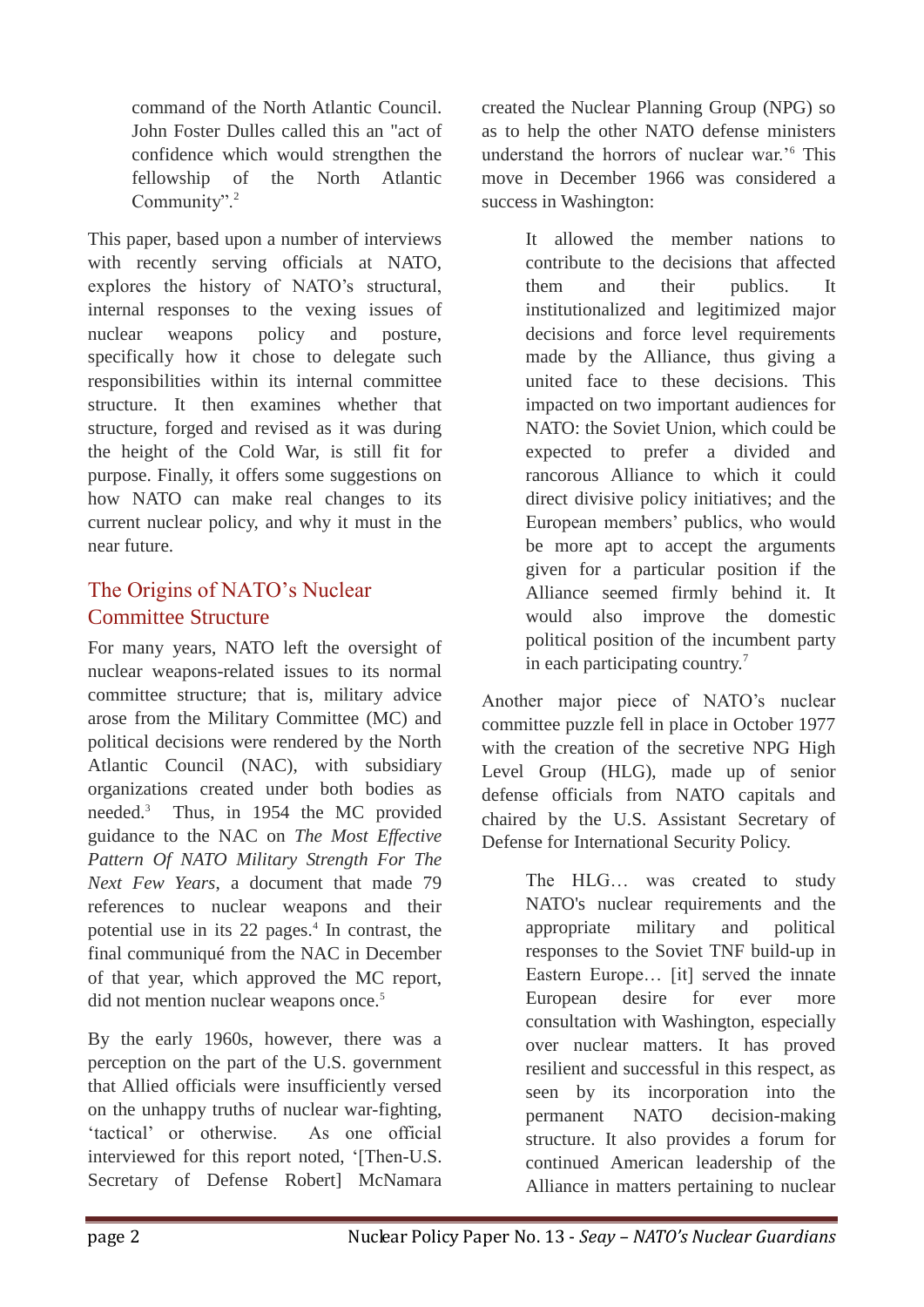> command of the North Atlantic Council. John Foster Dulles called this an "act of confidence which would strengthen the fellowship of the North Atlantic Community".[2]

This paper, based upon a number of interviews with recently serving officials at NATO, explores the history of NATO's structural, internal responses to the vexing issues of nuclear weapons policy and posture, specifically how it chose to delegate such responsibilities within its internal committee structure. It then examines whether that structure, forged and revised as it was during the height of the Cold War, is still fit for purpose. Finally, it offers some suggestions on how NATO can make real changes to its current nuclear policy, and why it must in the near future.

## The Origins of NATO's Nuclear Committee Structure

For many years, NATO left the oversight of nuclear weapons-related issues to its normal committee structure; that is, military advice arose from the Military Committee (MC) and political decisions were rendered by the North Atlantic Council (NAC), with subsidiary organizations created under both bodies as needed.[3] Thus, in 1954 the MC provided guidance to the NAC on *The Most Effective Pattern Of NATO Military Strength For The Next Few Years*, a document that made 79 references to nuclear weapons and their potential use in its 22 pages.[4] In contrast, the final communiqué from the NAC in December of that year, which approved the MC report, did not mention nuclear weapons once.[5]

By the early 1960s, however, there was a perception on the part of the U.S. government that Allied officials were insufficiently versed on the unhappy truths of nuclear war-fighting, 'tactical' or otherwise. As one official interviewed for this report noted, '[Then-U.S. Secretary of Defense Robert] McNamara created the Nuclear Planning Group (NPG) so as to help the other NATO defense ministers understand the horrors of nuclear war.'[6] This move in December 1966 was considered a success in Washington:

> It allowed the member nations to contribute to the decisions that affected them and their publics. It institutionalized and legitimized major decisions and force level requirements made by the Alliance, thus giving a united face to these decisions. This impacted on two important audiences for NATO: the Soviet Union, which could be expected to prefer a divided and rancorous Alliance to which it could direct divisive policy initiatives; and the European members' publics, who would be more apt to accept the arguments given for a particular position if the Alliance seemed firmly behind it. It would also improve the domestic political position of the incumbent party in each participating country.[7]

Another major piece of NATO's nuclear committee puzzle fell in place in October 1977 with the creation of the secretive NPG High Level Group (HLG), made up of senior defense officials from NATO capitals and chaired by the U.S. Assistant Secretary of Defense for International Security Policy.

> The HLG… was created to study NATO's nuclear requirements and the appropriate military and political responses to the Soviet TNF build-up in Eastern Europe… [it] served the innate European desire for ever more consultation with Washington, especially over nuclear matters. It has proved resilient and successful in this respect, as seen by its incorporation into the permanent NATO decision-making structure. It also provides a forum for continued American leadership of the Alliance in matters pertaining to nuclear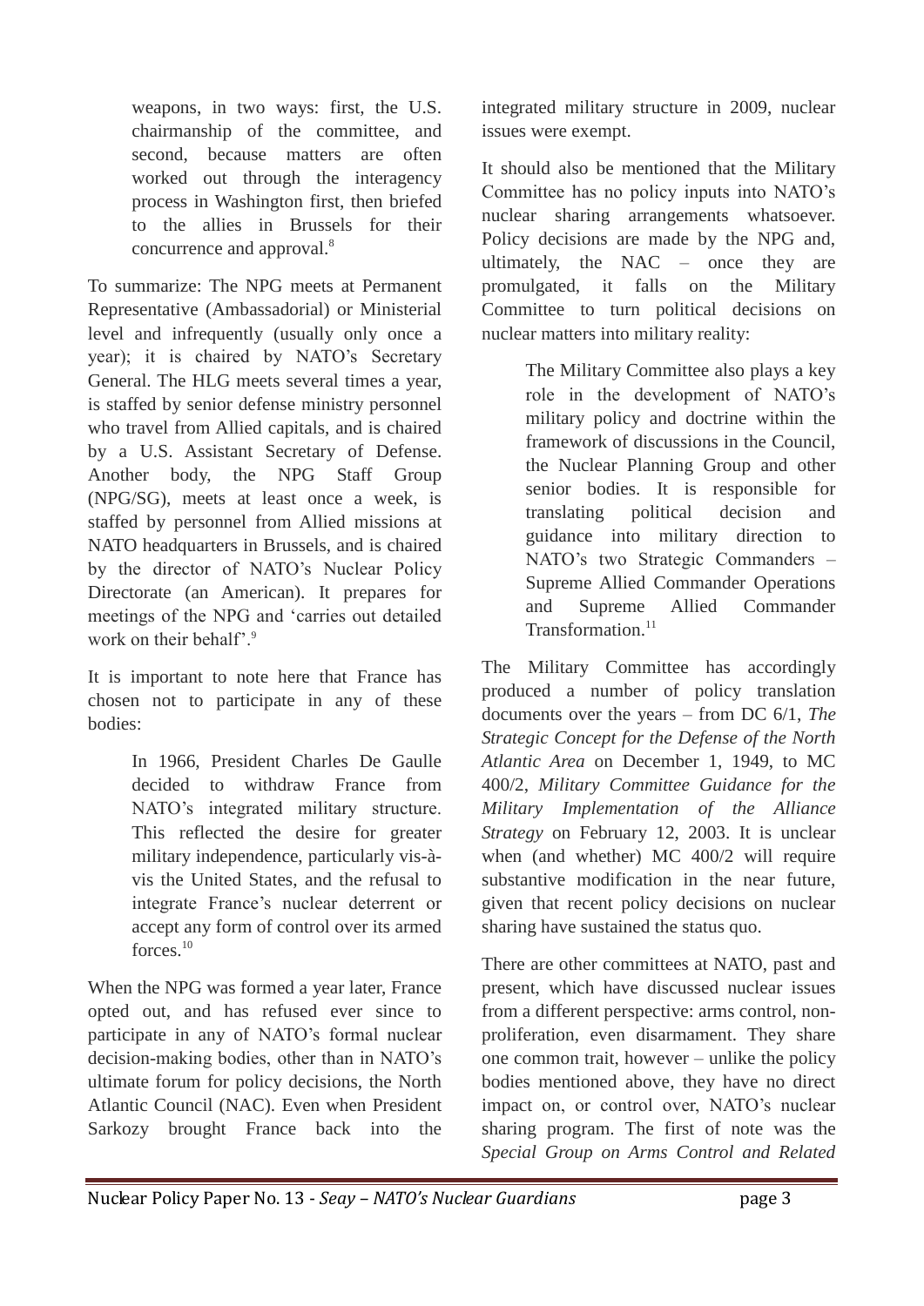> weapons, in two ways: first, the U.S. chairmanship of the committee, and second, because matters are often worked out through the interagency process in Washington first, then briefed to the allies in Brussels for their concurrence and approval.[8]

To summarize: The NPG meets at Permanent Representative (Ambassadorial) or Ministerial level and infrequently (usually only once a year); it is chaired by NATO's Secretary General. The HLG meets several times a year, is staffed by senior defense ministry personnel who travel from Allied capitals, and is chaired by a U.S. Assistant Secretary of Defense. Another body, the NPG Staff Group (NPG/SG), meets at least once a week, is staffed by personnel from Allied missions at NATO headquarters in Brussels, and is chaired by the director of NATO's Nuclear Policy Directorate (an American). It prepares for meetings of the NPG and 'carries out detailed work on their behalf'.[9]

It is important to note here that France has chosen not to participate in any of these bodies:

> In 1966, President Charles De Gaulle decided to withdraw France from NATO's integrated military structure. This reflected the desire for greater military independence, particularly vis-à-vis the United States, and the refusal to integrate France's nuclear deterrent or accept any form of control over its armed forces.[10]

When the NPG was formed a year later, France opted out, and has refused ever since to participate in any of NATO's formal nuclear decision-making bodies, other than in NATO's ultimate forum for policy decisions, the North Atlantic Council (NAC). Even when President Sarkozy brought France back into the integrated military structure in 2009, nuclear issues were exempt.

It should also be mentioned that the Military Committee has no policy inputs into NATO's nuclear sharing arrangements whatsoever. Policy decisions are made by the NPG and, ultimately, the NAC – once they are promulgated, it falls on the Military Committee to turn political decisions on nuclear matters into military reality:

> The Military Committee also plays a key role in the development of NATO's military policy and doctrine within the framework of discussions in the Council, the Nuclear Planning Group and other senior bodies. It is responsible for translating political decision and guidance into military direction to NATO's two Strategic Commanders – Supreme Allied Commander Operations and Supreme Allied Commander Transformation.[11]

The Military Committee has accordingly produced a number of policy translation documents over the years – from DC 6/1, *The Strategic Concept for the Defense of the North Atlantic Area* on December 1, 1949, to MC 400/2, *Military Committee Guidance for the Military Implementation of the Alliance Strategy* on February 12, 2003. It is unclear when (and whether) MC 400/2 will require substantive modification in the near future, given that recent policy decisions on nuclear sharing have sustained the status quo.

There are other committees at NATO, past and present, which have discussed nuclear issues from a different perspective: arms control, non-proliferation, even disarmament. They share one common trait, however – unlike the policy bodies mentioned above, they have no direct impact on, or control over, NATO's nuclear sharing program. The first of note was the *Special Group on Arms Control and Related*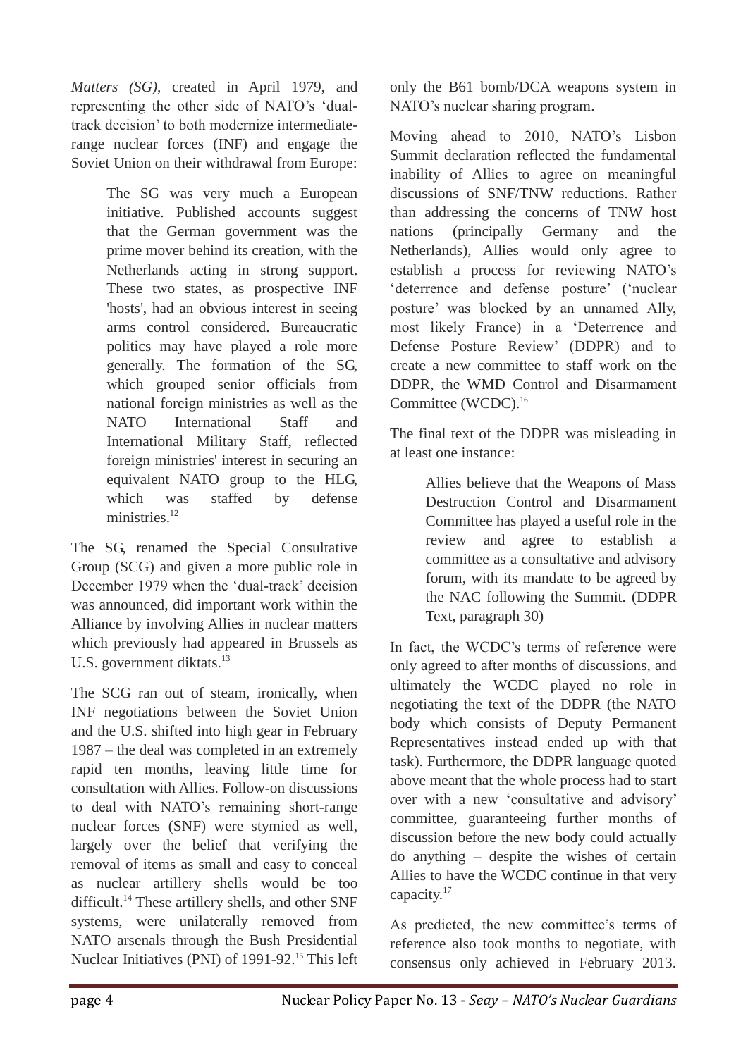*Matters (SG)*, created in April 1979, and representing the other side of NATO's 'dual-track decision' to both modernize intermediate-range nuclear forces (INF) and engage the Soviet Union on their withdrawal from Europe:

> The SG was very much a European initiative. Published accounts suggest that the German government was the prime mover behind its creation, with the Netherlands acting in strong support. These two states, as prospective INF 'hosts', had an obvious interest in seeing arms control considered. Bureaucratic politics may have played a role more generally. The formation of the SG, which grouped senior officials from national foreign ministries as well as the NATO International Staff and International Military Staff, reflected foreign ministries' interest in securing an equivalent NATO group to the HLG, which was staffed by defense ministries.[12]

The SG, renamed the Special Consultative Group (SCG) and given a more public role in December 1979 when the 'dual-track' decision was announced, did important work within the Alliance by involving Allies in nuclear matters which previously had appeared in Brussels as U.S. government diktats.[13]

The SCG ran out of steam, ironically, when INF negotiations between the Soviet Union and the U.S. shifted into high gear in February 1987 – the deal was completed in an extremely rapid ten months, leaving little time for consultation with Allies. Follow-on discussions to deal with NATO's remaining short-range nuclear forces (SNF) were stymied as well, largely over the belief that verifying the removal of items as small and easy to conceal as nuclear artillery shells would be too difficult.[14] These artillery shells, and other SNF systems, were unilaterally removed from NATO arsenals through the Bush Presidential Nuclear Initiatives (PNI) of 1991-92.[15] This left only the B61 bomb/DCA weapons system in NATO's nuclear sharing program.

Moving ahead to 2010, NATO's Lisbon Summit declaration reflected the fundamental inability of Allies to agree on meaningful discussions of SNF/TNW reductions. Rather than addressing the concerns of TNW host nations (principally Germany and the Netherlands), Allies would only agree to establish a process for reviewing NATO's 'deterrence and defense posture' ('nuclear posture' was blocked by an unnamed Ally, most likely France) in a 'Deterrence and Defense Posture Review' (DDPR) and to create a new committee to staff work on the DDPR, the WMD Control and Disarmament Committee (WCDC).[16]

The final text of the DDPR was misleading in at least one instance:

> Allies believe that the Weapons of Mass Destruction Control and Disarmament Committee has played a useful role in the review and agree to establish a committee as a consultative and advisory forum, with its mandate to be agreed by the NAC following the Summit. (DDPR Text, paragraph 30)

In fact, the WCDC's terms of reference were only agreed to after months of discussions, and ultimately the WCDC played no role in negotiating the text of the DDPR (the NATO body which consists of Deputy Permanent Representatives instead ended up with that task). Furthermore, the DDPR language quoted above meant that the whole process had to start over with a new 'consultative and advisory' committee, guaranteeing further months of discussion before the new body could actually do anything – despite the wishes of certain Allies to have the WCDC continue in that very capacity.[17]

As predicted, the new committee's terms of reference also took months to negotiate, with consensus only achieved in February 2013.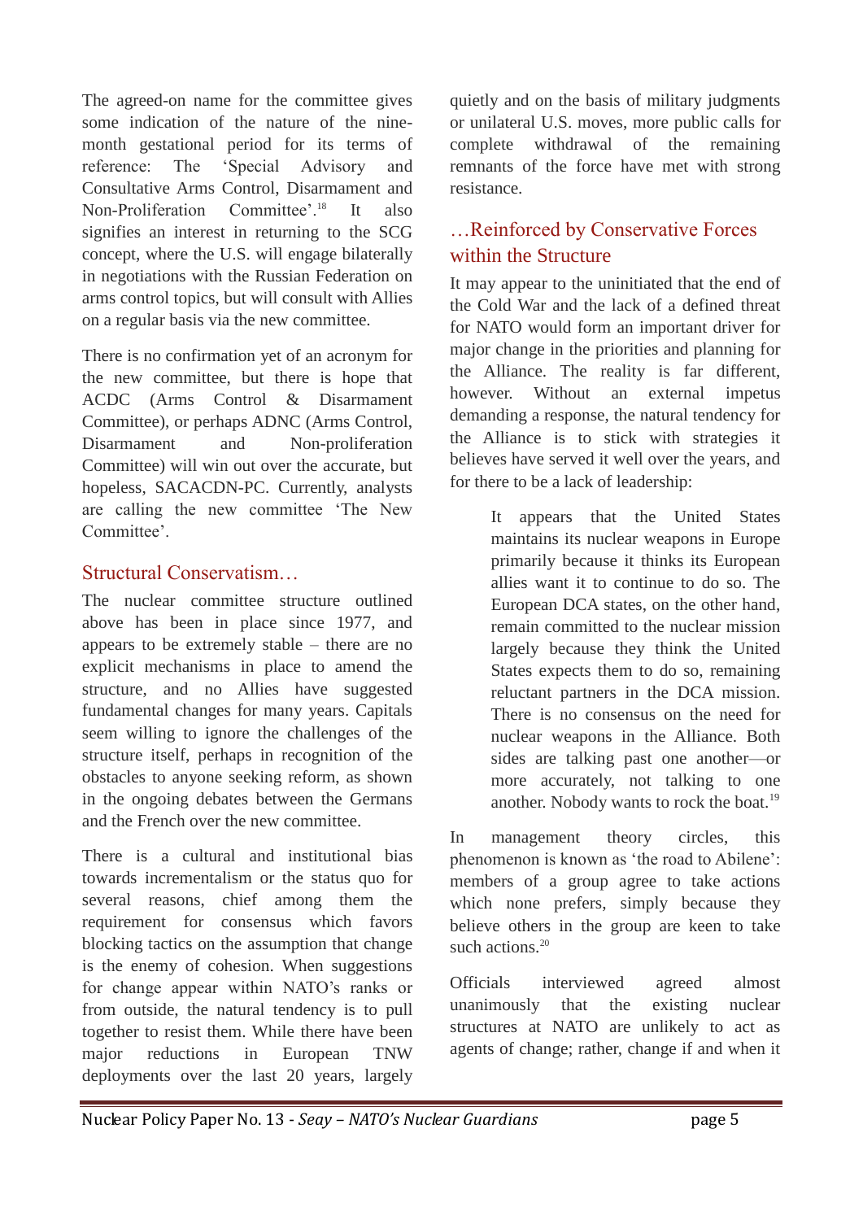The agreed-on name for the committee gives some indication of the nature of the nine-month gestational period for its terms of reference: The 'Special Advisory and Consultative Arms Control, Disarmament and Non-Proliferation Committee'.[18] It also signifies an interest in returning to the SCG concept, where the U.S. will engage bilaterally in negotiations with the Russian Federation on arms control topics, but will consult with Allies on a regular basis via the new committee.

There is no confirmation yet of an acronym for the new committee, but there is hope that ACDC (Arms Control & Disarmament Committee), or perhaps ADNC (Arms Control, Disarmament and Non-proliferation Committee) will win out over the accurate, but hopeless, SACACDN-PC. Currently, analysts are calling the new committee 'The New Committee'.

## Structural Conservatism…

The nuclear committee structure outlined above has been in place since 1977, and appears to be extremely stable – there are no explicit mechanisms in place to amend the structure, and no Allies have suggested fundamental changes for many years. Capitals seem willing to ignore the challenges of the structure itself, perhaps in recognition of the obstacles to anyone seeking reform, as shown in the ongoing debates between the Germans and the French over the new committee.

There is a cultural and institutional bias towards incrementalism or the status quo for several reasons, chief among them the requirement for consensus which favors blocking tactics on the assumption that change is the enemy of cohesion. When suggestions for change appear within NATO's ranks or from outside, the natural tendency is to pull together to resist them. While there have been major reductions in European TNW deployments over the last 20 years, largely quietly and on the basis of military judgments or unilateral U.S. moves, more public calls for complete withdrawal of the remaining remnants of the force have met with strong resistance.

## …Reinforced by Conservative Forces within the Structure

It may appear to the uninitiated that the end of the Cold War and the lack of a defined threat for NATO would form an important driver for major change in the priorities and planning for the Alliance. The reality is far different, however. Without an external impetus demanding a response, the natural tendency for the Alliance is to stick with strategies it believes have served it well over the years, and for there to be a lack of leadership:

> It appears that the United States maintains its nuclear weapons in Europe primarily because it thinks its European allies want it to continue to do so. The European DCA states, on the other hand, remain committed to the nuclear mission largely because they think the United States expects them to do so, remaining reluctant partners in the DCA mission. There is no consensus on the need for nuclear weapons in the Alliance. Both sides are talking past one another—or more accurately, not talking to one another. Nobody wants to rock the boat.[19]

In management theory circles, this phenomenon is known as 'the road to Abilene': members of a group agree to take actions which none prefers, simply because they believe others in the group are keen to take such actions.[20]

Officials interviewed agreed almost unanimously that the existing nuclear structures at NATO are unlikely to act as agents of change; rather, change if and when it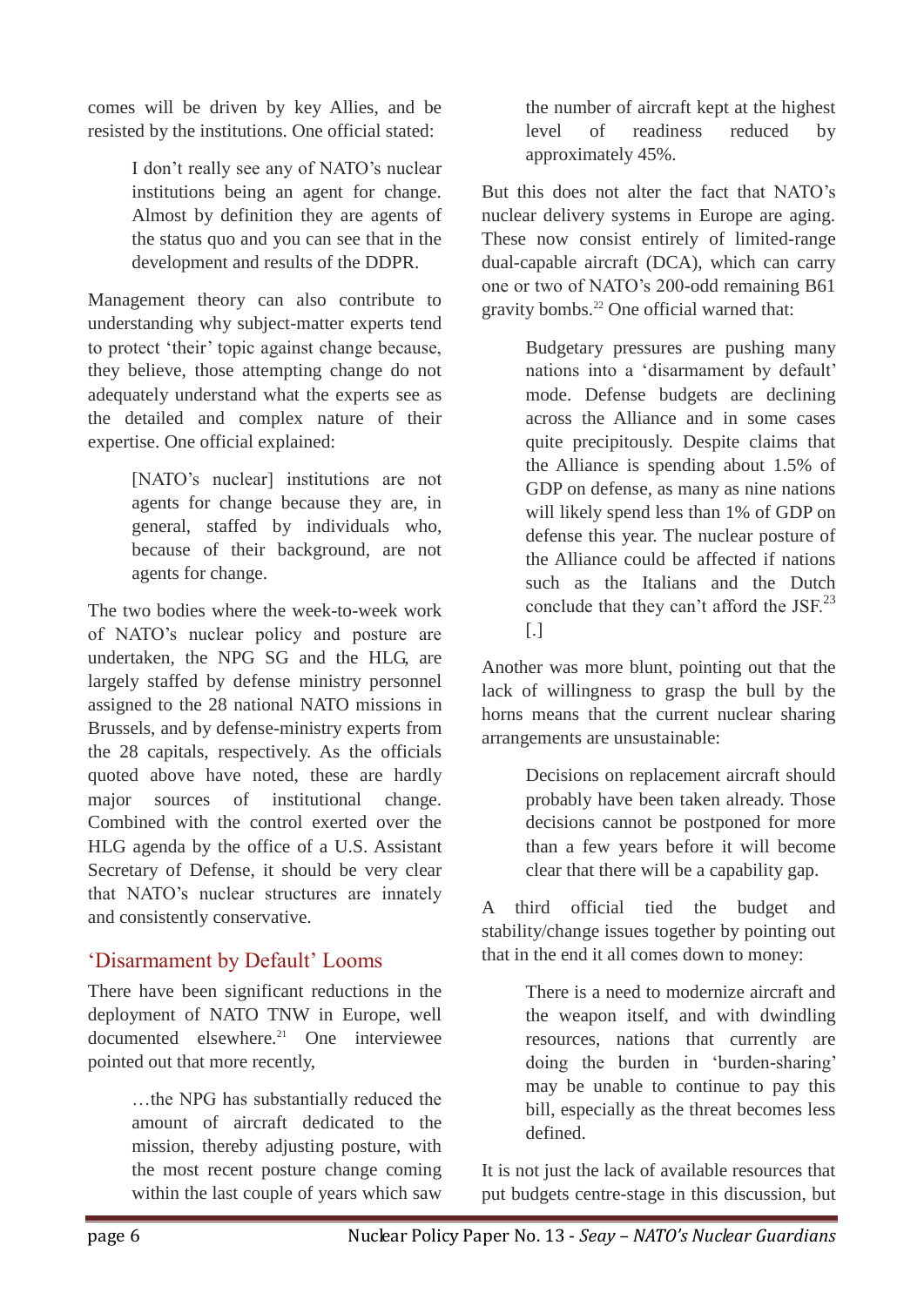comes will be driven by key Allies, and be resisted by the institutions. One official stated:

> I don't really see any of NATO's nuclear institutions being an agent for change. Almost by definition they are agents of the status quo and you can see that in the development and results of the DDPR.

Management theory can also contribute to understanding why subject-matter experts tend to protect 'their' topic against change because, they believe, those attempting change do not adequately understand what the experts see as the detailed and complex nature of their expertise. One official explained:

> [NATO's nuclear] institutions are not agents for change because they are, in general, staffed by individuals who, because of their background, are not agents for change.

The two bodies where the week-to-week work of NATO's nuclear policy and posture are undertaken, the NPG SG and the HLG, are largely staffed by defense ministry personnel assigned to the 28 national NATO missions in Brussels, and by defense-ministry experts from the 28 capitals, respectively. As the officials quoted above have noted, these are hardly major sources of institutional change. Combined with the control exerted over the HLG agenda by the office of a U.S. Assistant Secretary of Defense, it should be very clear that NATO's nuclear structures are innately and consistently conservative.

## 'Disarmament by Default' Looms

There have been significant reductions in the deployment of NATO TNW in Europe, well documented elsewhere.[21] One interviewee pointed out that more recently,

> …the NPG has substantially reduced the amount of aircraft dedicated to the mission, thereby adjusting posture, with the most recent posture change coming within the last couple of years which saw the number of aircraft kept at the highest level of readiness reduced by approximately 45%.

But this does not alter the fact that NATO's nuclear delivery systems in Europe are aging. These now consist entirely of limited-range dual-capable aircraft (DCA), which can carry one or two of NATO's 200-odd remaining B61 gravity bombs.[22] One official warned that:

> Budgetary pressures are pushing many nations into a 'disarmament by default' mode. Defense budgets are declining across the Alliance and in some cases quite precipitously. Despite claims that the Alliance is spending about 1.5% of GDP on defense, as many as nine nations will likely spend less than 1% of GDP on defense this year. The nuclear posture of the Alliance could be affected if nations such as the Italians and the Dutch conclude that they can't afford the JSF.[23] [.]

Another was more blunt, pointing out that the lack of willingness to grasp the bull by the horns means that the current nuclear sharing arrangements are unsustainable:

> Decisions on replacement aircraft should probably have been taken already. Those decisions cannot be postponed for more than a few years before it will become clear that there will be a capability gap.

A third official tied the budget and stability/change issues together by pointing out that in the end it all comes down to money:

> There is a need to modernize aircraft and the weapon itself, and with dwindling resources, nations that currently are doing the burden in 'burden-sharing' may be unable to continue to pay this bill, especially as the threat becomes less defined.

It is not just the lack of available resources that put budgets centre-stage in this discussion, but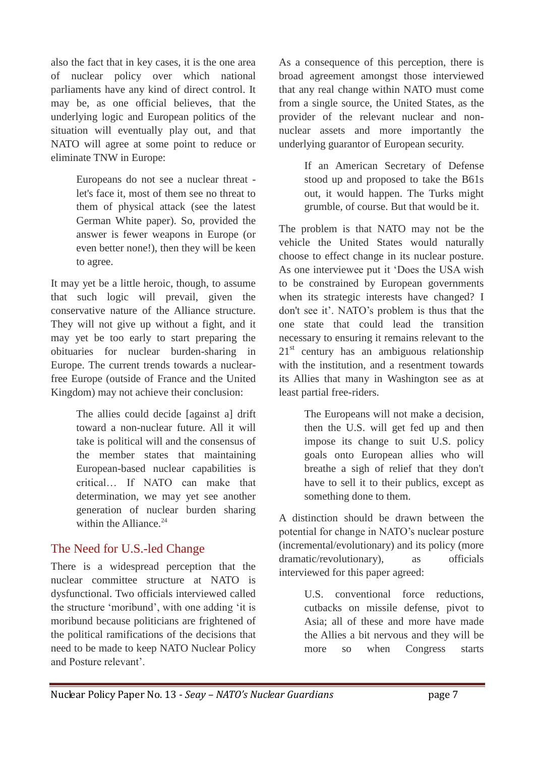also the fact that in key cases, it is the one area of nuclear policy over which national parliaments have any kind of direct control. It may be, as one official believes, that the underlying logic and European politics of the situation will eventually play out, and that NATO will agree at some point to reduce or eliminate TNW in Europe:

> Europeans do not see a nuclear threat - let's face it, most of them see no threat to them of physical attack (see the latest German White paper). So, provided the answer is fewer weapons in Europe (or even better none!), then they will be keen to agree.

It may yet be a little heroic, though, to assume that such logic will prevail, given the conservative nature of the Alliance structure. They will not give up without a fight, and it may yet be too early to start preparing the obituaries for nuclear burden-sharing in Europe. The current trends towards a nuclear-free Europe (outside of France and the United Kingdom) may not achieve their conclusion:

> The allies could decide [against a] drift toward a non-nuclear future. All it will take is political will and the consensus of the member states that maintaining European-based nuclear capabilities is critical… If NATO can make that determination, we may yet see another generation of nuclear burden sharing within the Alliance.[24]

## The Need for U.S.-led Change

There is a widespread perception that the nuclear committee structure at NATO is dysfunctional. Two officials interviewed called the structure 'moribund', with one adding 'it is moribund because politicians are frightened of the political ramifications of the decisions that need to be made to keep NATO Nuclear Policy and Posture relevant'.

As a consequence of this perception, there is broad agreement amongst those interviewed that any real change within NATO must come from a single source, the United States, as the provider of the relevant nuclear and non-nuclear assets and more importantly the underlying guarantor of European security.

> If an American Secretary of Defense stood up and proposed to take the B61s out, it would happen. The Turks might grumble, of course. But that would be it.

The problem is that NATO may not be the vehicle the United States would naturally choose to effect change in its nuclear posture. As one interviewee put it 'Does the USA wish to be constrained by European governments when its strategic interests have changed? I don't see it'. NATO's problem is thus that the one state that could lead the transition necessary to ensuring it remains relevant to the 21st century has an ambiguous relationship with the institution, and a resentment towards its Allies that many in Washington see as at least partial free-riders.

> The Europeans will not make a decision, then the U.S. will get fed up and then impose its change to suit U.S. policy goals onto European allies who will breathe a sigh of relief that they don't have to sell it to their publics, except as something done to them.

A distinction should be drawn between the potential for change in NATO's nuclear posture (incremental/evolutionary) and its policy (more dramatic/revolutionary), as officials interviewed for this paper agreed:

> U.S. conventional force reductions, cutbacks on missile defense, pivot to Asia; all of these and more have made the Allies a bit nervous and they will be more so when Congress starts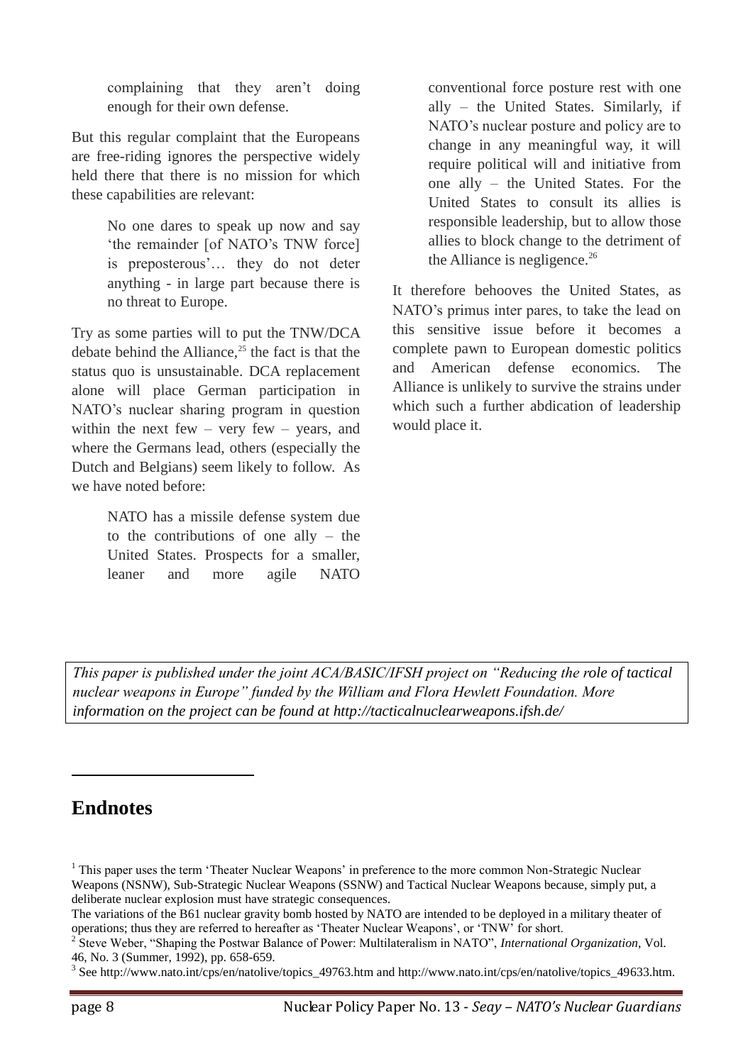> complaining that they aren't doing enough for their own defense.

But this regular complaint that the Europeans are free-riding ignores the perspective widely held there that there is no mission for which these capabilities are relevant:

> No one dares to speak up now and say 'the remainder [of NATO's TNW force] is preposterous'… they do not deter anything - in large part because there is no threat to Europe.

Try as some parties will to put the TNW/DCA debate behind the Alliance,[25] the fact is that the status quo is unsustainable. DCA replacement alone will place German participation in NATO's nuclear sharing program in question within the next few – very few – years, and where the Germans lead, others (especially the Dutch and Belgians) seem likely to follow. As we have noted before:

> NATO has a missile defense system due to the contributions of one ally – the United States. Prospects for a smaller, leaner and more agile NATO conventional force posture rest with one ally – the United States. Similarly, if NATO's nuclear posture and policy are to change in any meaningful way, it will require political will and initiative from one ally – the United States. For the United States to consult its allies is responsible leadership, but to allow those allies to block change to the detriment of the Alliance is negligence.[26]

It therefore behooves the United States, as NATO's primus inter pares, to take the lead on this sensitive issue before it becomes a complete pawn to European domestic politics and American defense economics. The Alliance is unlikely to survive the strains under which such a further abdication of leadership would place it.

*This paper is published under the joint ACA/BASIC/IFSH project on "Reducing the role of tactical nuclear weapons in Europe" funded by the William and Flora Hewlett Foundation. More information on the project can be found at http://tacticalnuclearweapons.ifsh.de/*

## Endnotes

[1] This paper uses the term 'Theater Nuclear Weapons' in preference to the more common Non-Strategic Nuclear Weapons (NSNW), Sub-Strategic Nuclear Weapons (SSNW) and Tactical Nuclear Weapons because, simply put, a deliberate nuclear explosion must have strategic consequences.
The variations of the B61 nuclear gravity bomb hosted by NATO are intended to be deployed in a military theater of operations; thus they are referred to hereafter as 'Theater Nuclear Weapons', or 'TNW' for short.

[2] Steve Weber, "Shaping the Postwar Balance of Power: Multilateralism in NATO", *International Organization*, Vol. 46, No. 3 (Summer, 1992), pp. 658-659.

[3] See http://www.nato.int/cps/en/natolive/topics_49763.htm and http://www.nato.int/cps/en/natolive/topics_49633.htm.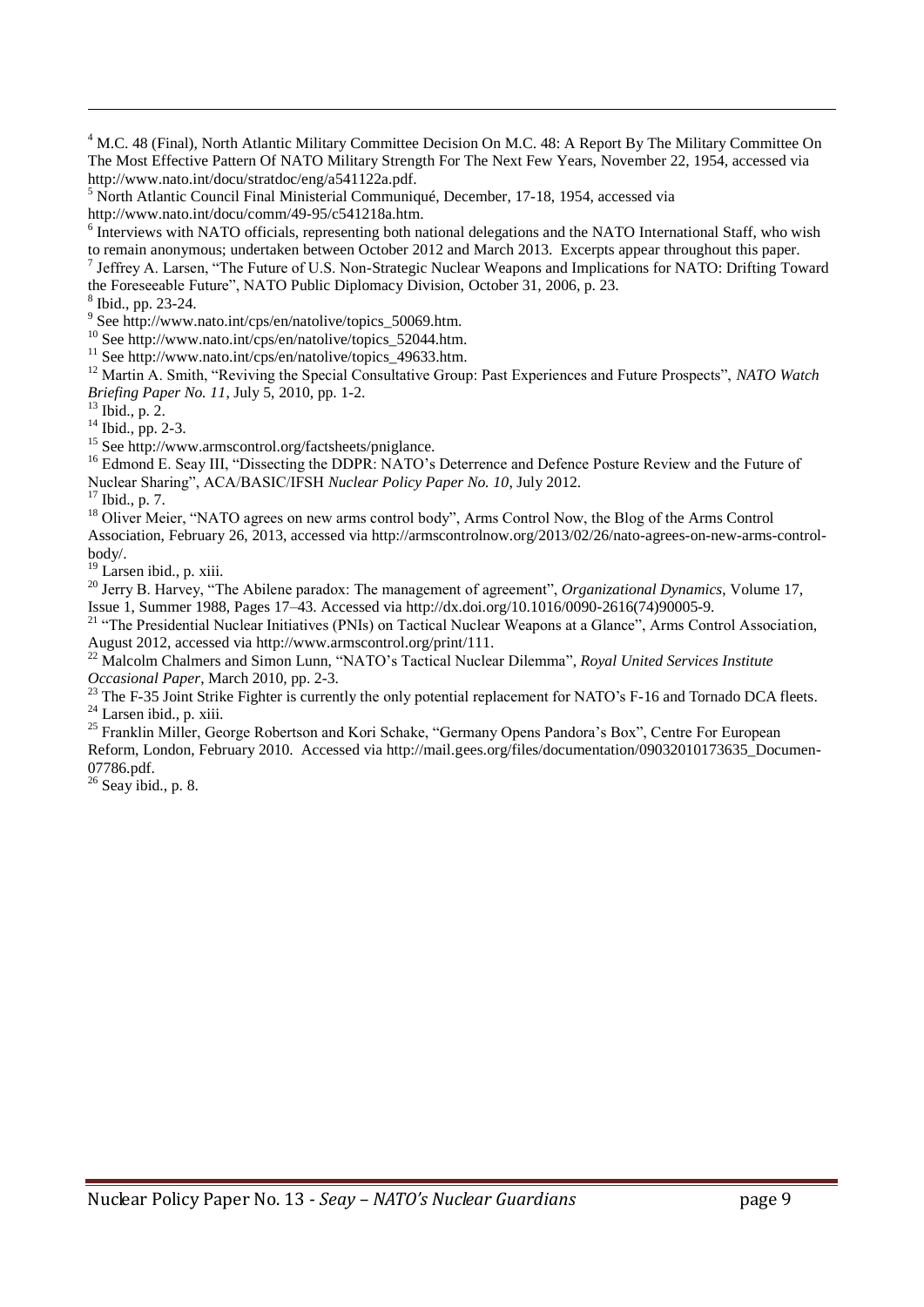[4] M.C. 48 (Final), North Atlantic Military Committee Decision On M.C. 48: A Report By The Military Committee On The Most Effective Pattern Of NATO Military Strength For The Next Few Years, November 22, 1954, accessed via http://www.nato.int/docu/stratdoc/eng/a541122a.pdf.

[5] North Atlantic Council Final Ministerial Communiqué, December, 17-18, 1954, accessed via http://www.nato.int/docu/comm/49-95/c541218a.htm.

[6] Interviews with NATO officials, representing both national delegations and the NATO International Staff, who wish to remain anonymous; undertaken between October 2012 and March 2013. Excerpts appear throughout this paper.

[7] Jeffrey A. Larsen, "The Future of U.S. Non-Strategic Nuclear Weapons and Implications for NATO: Drifting Toward the Foreseeable Future", NATO Public Diplomacy Division, October 31, 2006, p. 23.

[8] Ibid., pp. 23-24.

[9] See http://www.nato.int/cps/en/natolive/topics_50069.htm.

[10] See http://www.nato.int/cps/en/natolive/topics_52044.htm.

[11] See http://www.nato.int/cps/en/natolive/topics_49633.htm.

[12] Martin A. Smith, "Reviving the Special Consultative Group: Past Experiences and Future Prospects", *NATO Watch Briefing Paper No. 11*, July 5, 2010, pp. 1-2.

[13] Ibid., p. 2.

[14] Ibid., pp. 2-3.

[15] See http://www.armscontrol.org/factsheets/pniglance.

[16] Edmond E. Seay III, "Dissecting the DDPR: NATO's Deterrence and Defence Posture Review and the Future of Nuclear Sharing", ACA/BASIC/IFSH *Nuclear Policy Paper No. 10*, July 2012.

[17] Ibid., p. 7.

[18] Oliver Meier, "NATO agrees on new arms control body", Arms Control Now, the Blog of the Arms Control Association, February 26, 2013, accessed via http://armscontrolnow.org/2013/02/26/nato-agrees-on-new-arms-control-body/.

[19] Larsen ibid., p. xiii.

[20] Jerry B. Harvey, "The Abilene paradox: The management of agreement", *Organizational Dynamics*, Volume 17, Issue 1, Summer 1988, Pages 17–43. Accessed via http://dx.doi.org/10.1016/0090-2616(74)90005-9.

[21] "The Presidential Nuclear Initiatives (PNIs) on Tactical Nuclear Weapons at a Glance", Arms Control Association, August 2012, accessed via http://www.armscontrol.org/print/111.

[22] Malcolm Chalmers and Simon Lunn, "NATO's Tactical Nuclear Dilemma", *Royal United Services Institute Occasional Paper*, March 2010, pp. 2-3.

[23] The F-35 Joint Strike Fighter is currently the only potential replacement for NATO's F-16 and Tornado DCA fleets.

[24] Larsen ibid., p. xiii.

[25] Franklin Miller, George Robertson and Kori Schake, "Germany Opens Pandora's Box", Centre For European Reform, London, February 2010. Accessed via http://mail.gees.org/files/documentation/09032010173635_Documen-07786.pdf.

[26] Seay ibid., p. 8.